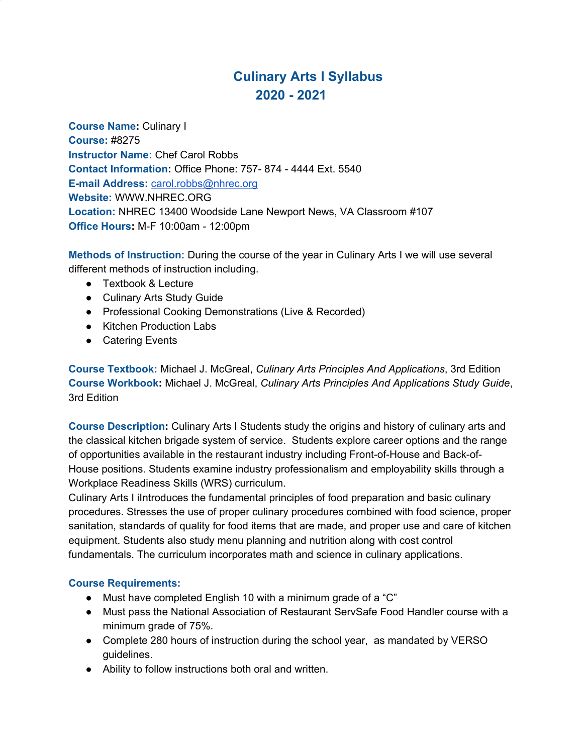# Culinary Arts I Syllabus
## 2020 - 2021

**Course Name:** Culinary I
**Course:** #8275
**Instructor Name:** Chef Carol Robbs
**Contact Information:** Office Phone: 757- 874 - 4444 Ext. 5540
**E-mail Address:** carol.robbs@nhrec.org
**Website:** WWW.NHREC.ORG
**Location:** NHREC 13400 Woodside Lane Newport News, VA Classroom #107
**Office Hours:** M-F 10:00am - 12:00pm

**Methods of Instruction:** During the course of the year in Culinary Arts I we will use several different methods of instruction including.

- Textbook & Lecture
- Culinary Arts Study Guide
- Professional Cooking Demonstrations (Live & Recorded)
- Kitchen Production Labs
- Catering Events

**Course Textbook:** Michael J. McGreal, *Culinary Arts Principles And Applications*, 3rd Edition
**Course Workbook:** Michael J. McGreal, *Culinary Arts Principles And Applications Study Guide*, 3rd Edition

**Course Description:** Culinary Arts I Students study the origins and history of culinary arts and the classical kitchen brigade system of service. Students explore career options and the range of opportunities available in the restaurant industry including Front-of-House and Back-of-House positions. Students examine industry professionalism and employability skills through a Workplace Readiness Skills (WRS) curriculum.
Culinary Arts I iIntroduces the fundamental principles of food preparation and basic culinary procedures. Stresses the use of proper culinary procedures combined with food science, proper sanitation, standards of quality for food items that are made, and proper use and care of kitchen equipment. Students also study menu planning and nutrition along with cost control fundamentals. The curriculum incorporates math and science in culinary applications.

**Course Requirements:**

- Must have completed English 10 with a minimum grade of a "C"
- Must pass the National Association of Restaurant ServSafe Food Handler course with a minimum grade of 75%.
- Complete 280 hours of instruction during the school year, as mandated by VERSO guidelines.
- Ability to follow instructions both oral and written.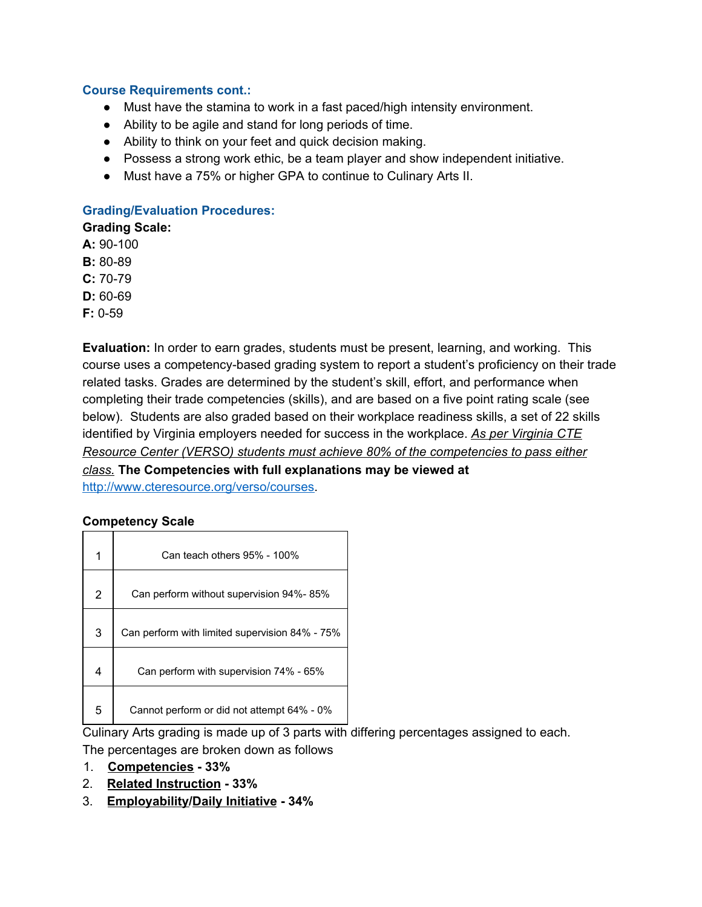### Course Requirements cont.:

- Must have the stamina to work in a fast paced/high intensity environment.
- Ability to be agile and stand for long periods of time.
- Ability to think on your feet and quick decision making.
- Possess a strong work ethic, be a team player and show independent initiative.
- Must have a 75% or higher GPA to continue to Culinary Arts II.

### Grading/Evaluation Procedures:

**Grading Scale:**

**A:** 90-100
**B:** 80-89
**C:** 70-79
**D:** 60-69
**F:** 0-59

**Evaluation:** In order to earn grades, students must be present, learning, and working. This course uses a competency-based grading system to report a student's proficiency on their trade related tasks. Grades are determined by the student's skill, effort, and performance when completing their trade competencies (skills), and are based on a five point rating scale (see below). Students are also graded based on their workplace readiness skills, a set of 22 skills identified by Virginia employers needed for success in the workplace. *As per Virginia CTE Resource Center (VERSO) students must achieve 80% of the competencies to pass either class.* **The Competencies with full explanations may be viewed at** http://www.cteresource.org/verso/courses.

**Competency Scale**

| | |
|---|---|
| 1 | Can teach others 95% - 100% |
| 2 | Can perform without supervision 94%- 85% |
| 3 | Can perform with limited supervision 84% - 75% |
| 4 | Can perform with supervision 74% - 65% |
| 5 | Cannot perform or did not attempt 64% - 0% |

Culinary Arts grading is made up of 3 parts with differing percentages assigned to each. The percentages are broken down as follows

1. **Competencies - 33%**
2. **Related Instruction - 33%**
3. **Employability/Daily Initiative - 34%**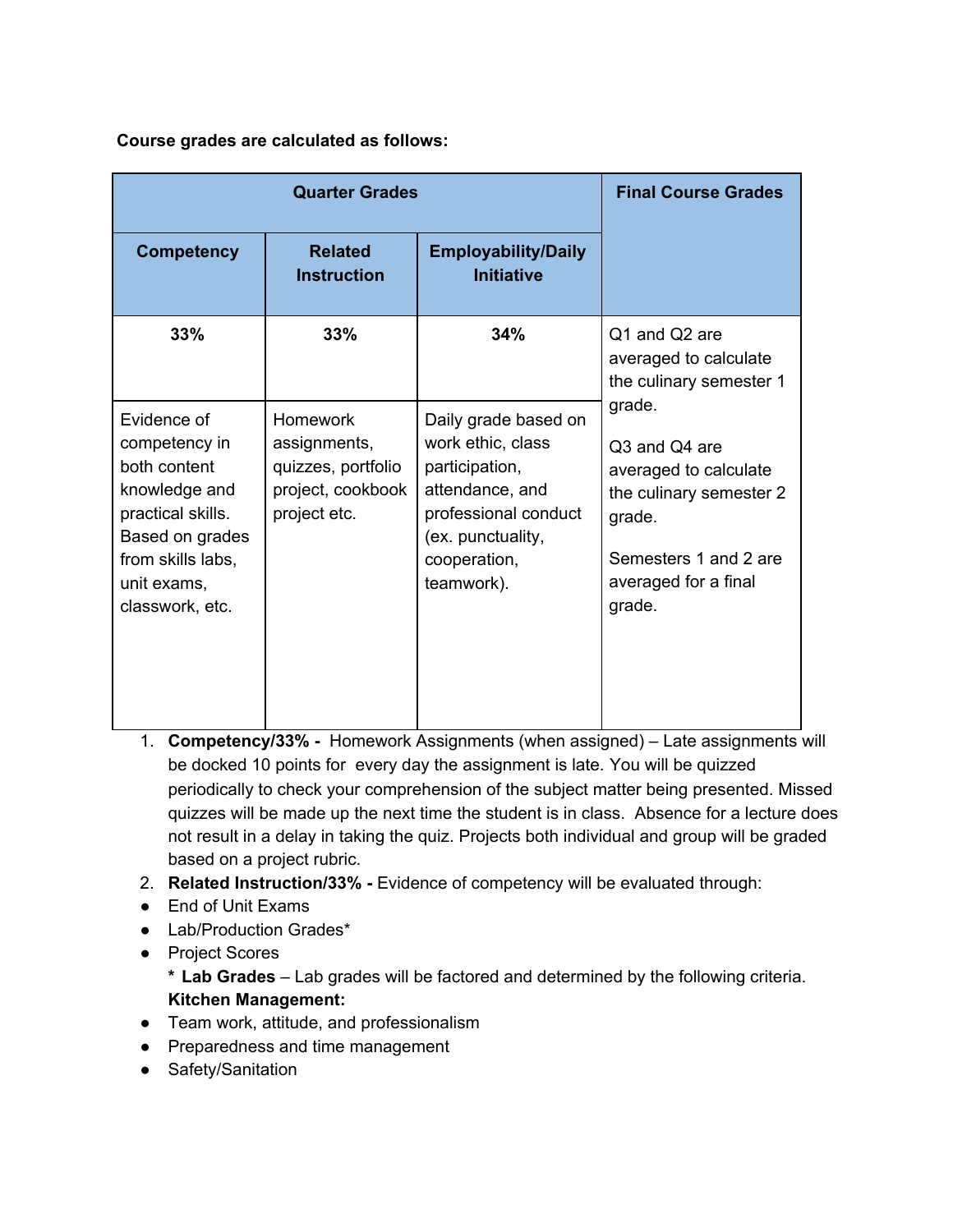**Course grades are calculated as follows:**

| Quarter Grades | | | Final Course Grades |
|---|---|---|---|
| **Competency** | **Related Instruction** | **Employability/Daily Initiative** | |
| **33%** | **33%** | **34%** | Q1 and Q2 are averaged to calculate the culinary semester 1 grade.<br><br>Q3 and Q4 are averaged to calculate the culinary semester 2 grade.<br><br>Semesters 1 and 2 are averaged for a final grade. |
| Evidence of competency in both content knowledge and practical skills. Based on grades from skills labs, unit exams, classwork, etc. | Homework assignments, quizzes, portfolio project, cookbook project etc. | Daily grade based on work ethic, class participation, attendance, and professional conduct (ex. punctuality, cooperation, teamwork). | |

1. **Competency/33% -** Homework Assignments (when assigned) – Late assignments will be docked 10 points for every day the assignment is late. You will be quizzed periodically to check your comprehension of the subject matter being presented. Missed quizzes will be made up the next time the student is in class. Absence for a lecture does not result in a delay in taking the quiz. Projects both individual and group will be graded based on a project rubric.
2. **Related Instruction/33% -** Evidence of competency will be evaluated through:

- End of Unit Exams
- Lab/Production Grades*
- Project Scores

  * **Lab Grades** – Lab grades will be factored and determined by the following criteria.
  **Kitchen Management:**

- Team work, attitude, and professionalism
- Preparedness and time management
- Safety/Sanitation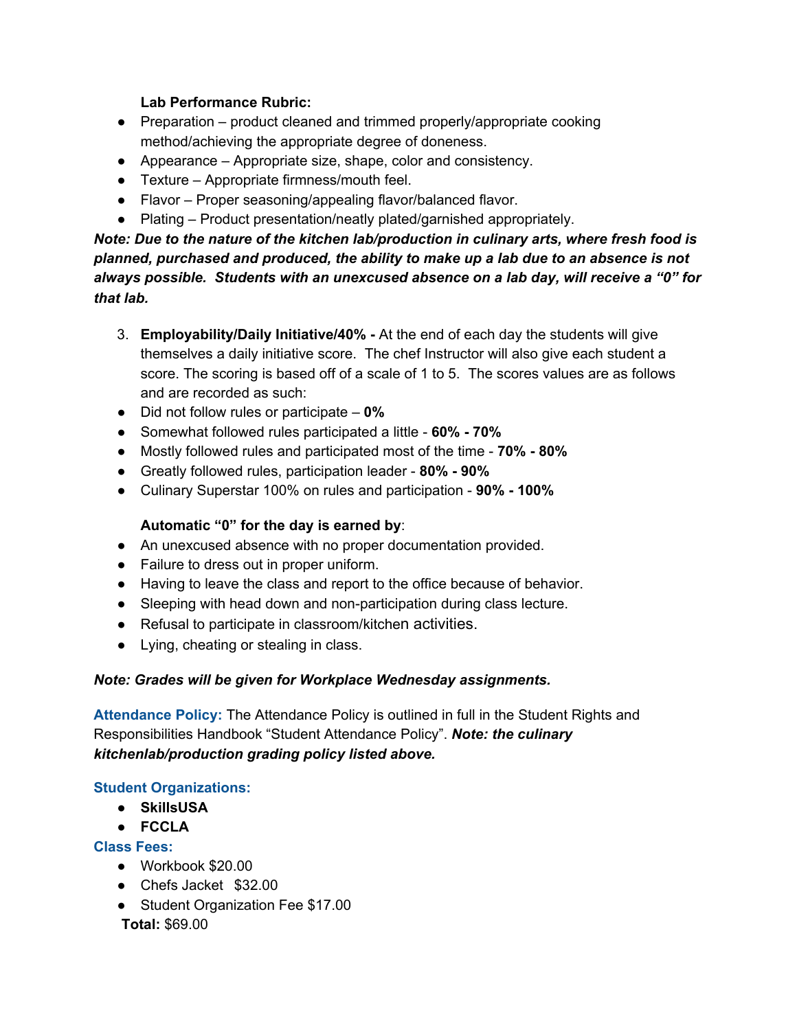**Lab Performance Rubric:**

- Preparation – product cleaned and trimmed properly/appropriate cooking method/achieving the appropriate degree of doneness.
- Appearance – Appropriate size, shape, color and consistency.
- Texture – Appropriate firmness/mouth feel.
- Flavor – Proper seasoning/appealing flavor/balanced flavor.
- Plating – Product presentation/neatly plated/garnished appropriately.

***Note: Due to the nature of the kitchen lab/production in culinary arts, where fresh food is planned, purchased and produced, the ability to make up a lab due to an absence is not always possible. Students with an unexcused absence on a lab day, will receive a "0" for that lab.***

3. **Employability/Daily Initiative/40% -** At the end of each day the students will give themselves a daily initiative score. The chef Instructor will also give each student a score. The scoring is based off of a scale of 1 to 5. The scores values are as follows and are recorded as such:

- Did not follow rules or participate – **0%**
- Somewhat followed rules participated a little - **60% - 70%**
- Mostly followed rules and participated most of the time - **70% - 80%**
- Greatly followed rules, participation leader - **80% - 90%**
- Culinary Superstar 100% on rules and participation - **90% - 100%**

**Automatic "0" for the day is earned by**:

- An unexcused absence with no proper documentation provided.
- Failure to dress out in proper uniform.
- Having to leave the class and report to the office because of behavior.
- Sleeping with head down and non-participation during class lecture.
- Refusal to participate in classroom/kitchen activities.
- Lying, cheating or stealing in class.

***Note: Grades will be given for Workplace Wednesday assignments.***

**Attendance Policy:** The Attendance Policy is outlined in full in the Student Rights and Responsibilities Handbook "Student Attendance Policy". ***Note: the culinary kitchenlab/production grading policy listed above.***

**Student Organizations:**

- **SkillsUSA**
- **FCCLA**

**Class Fees:**

- Workbook $20.00
- Chefs Jacket $32.00
- Student Organization Fee $17.00

**Total:** $69.00